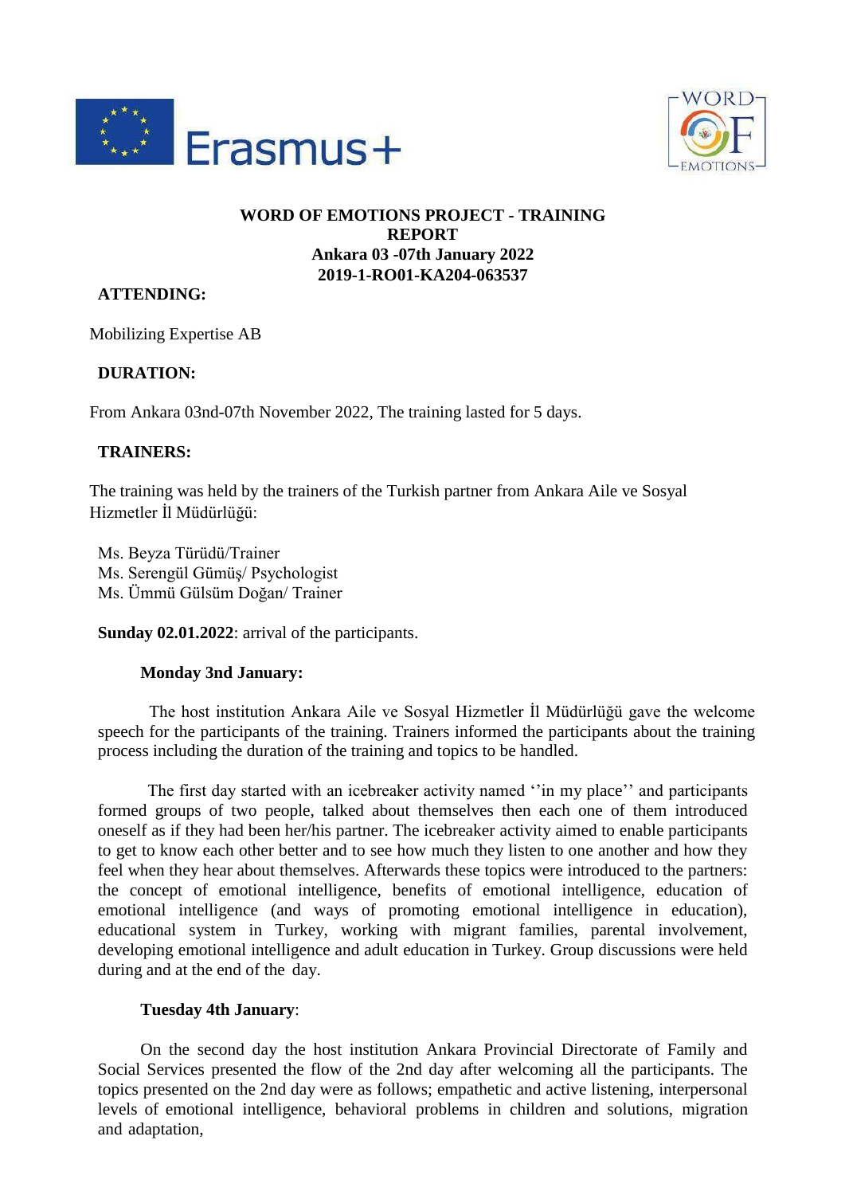# WORD OF EMOTIONS PROJECT - TRAINING REPORT
## Ankara 03 -07th January 2022
## 2019-1-RO01-KA204-063537

**ATTENDING:**

Mobilizing Expertise AB

**DURATION:**

From Ankara 03nd-07th November 2022, The training lasted for 5 days.

**TRAINERS:**

The training was held by the trainers of the Turkish partner from Ankara Aile ve Sosyal Hizmetler İl Müdürlüğü:

Ms. Beyza Türüdü/Trainer
Ms. Serengül Gümüş/ Psychologist
Ms. Ümmü Gülsüm Doğan/ Trainer

**Sunday 02.01.2022**: arrival of the participants.

**Monday 3nd January:**

The host institution Ankara Aile ve Sosyal Hizmetler İl Müdürlüğü gave the welcome speech for the participants of the training. Trainers informed the participants about the training process including the duration of the training and topics to be handled.

The first day started with an icebreaker activity named ''in my place'' and participants formed groups of two people, talked about themselves then each one of them introduced oneself as if they had been her/his partner. The icebreaker activity aimed to enable participants to get to know each other better and to see how much they listen to one another and how they feel when they hear about themselves. Afterwards these topics were introduced to the partners: the concept of emotional intelligence, benefits of emotional intelligence, education of emotional intelligence (and ways of promoting emotional intelligence in education), educational system in Turkey, working with migrant families, parental involvement, developing emotional intelligence and adult education in Turkey. Group discussions were held during and at the end of the day.

**Tuesday 4th January**:

On the second day the host institution Ankara Provincial Directorate of Family and Social Services presented the flow of the 2nd day after welcoming all the participants. The topics presented on the 2nd day were as follows; empathetic and active listening, interpersonal levels of emotional intelligence, behavioral problems in children and solutions, migration and adaptation,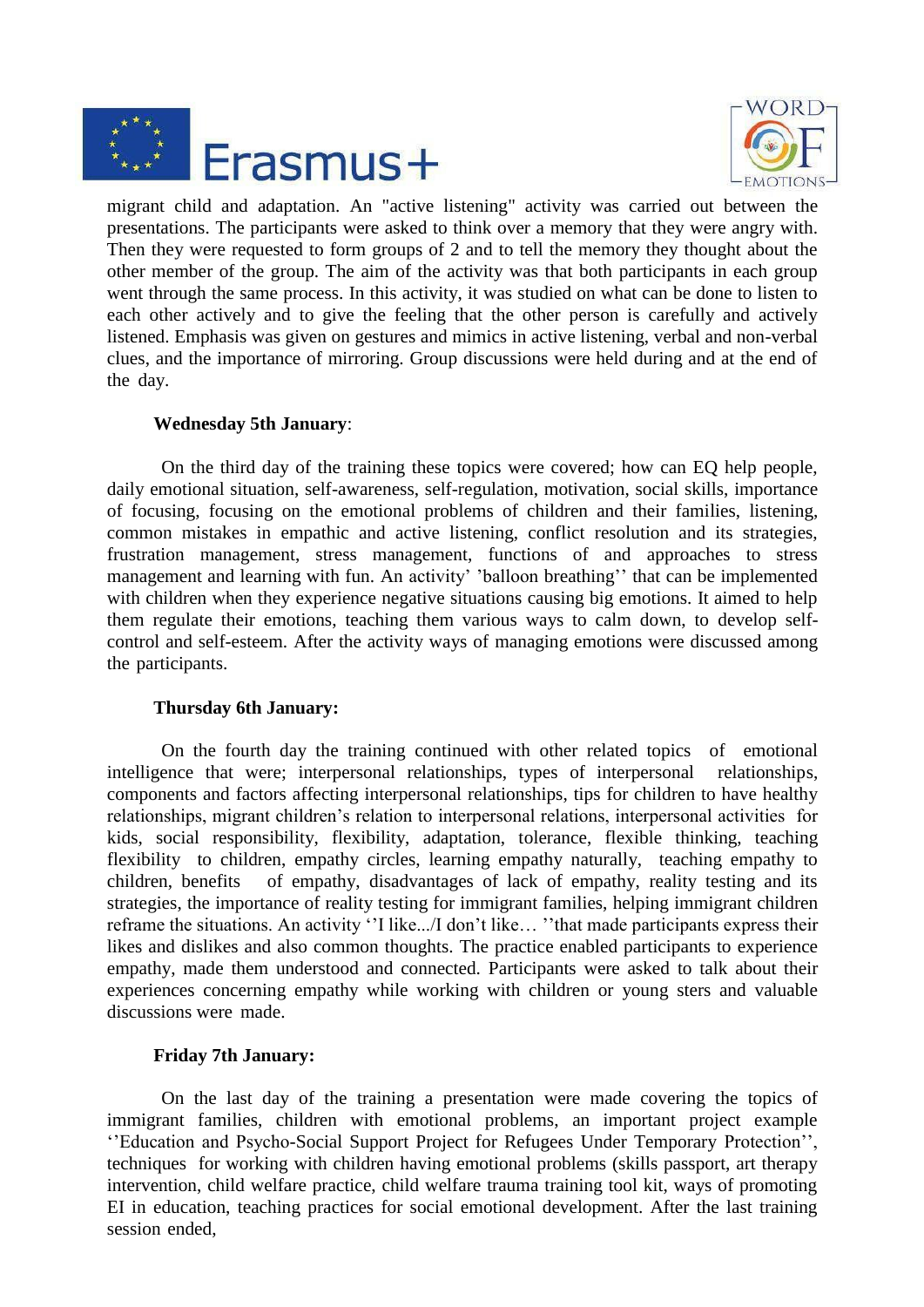migrant child and adaptation. An "active listening" activity was carried out between the presentations. The participants were asked to think over a memory that they were angry with. Then they were requested to form groups of 2 and to tell the memory they thought about the other member of the group. The aim of the activity was that both participants in each group went through the same process. In this activity, it was studied on what can be done to listen to each other actively and to give the feeling that the other person is carefully and actively listened. Emphasis was given on gestures and mimics in active listening, verbal and non-verbal clues, and the importance of mirroring. Group discussions were held during and at the end of the day.

**Wednesday 5th January**:

On the third day of the training these topics were covered; how can EQ help people, daily emotional situation, self-awareness, self-regulation, motivation, social skills, importance of focusing, focusing on the emotional problems of children and their families, listening, common mistakes in empathic and active listening, conflict resolution and its strategies, frustration management, stress management, functions of and approaches to stress management and learning with fun. An activity' 'balloon breathing'' that can be implemented with children when they experience negative situations causing big emotions. It aimed to help them regulate their emotions, teaching them various ways to calm down, to develop self-control and self-esteem. After the activity ways of managing emotions were discussed among the participants.

**Thursday 6th January:**

On the fourth day the training continued with other related topics of emotional intelligence that were; interpersonal relationships, types of interpersonal relationships, components and factors affecting interpersonal relationships, tips for children to have healthy relationships, migrant children's relation to interpersonal relations, interpersonal activities for kids, social responsibility, flexibility, adaptation, tolerance, flexible thinking, teaching flexibility to children, empathy circles, learning empathy naturally, teaching empathy to children, benefits of empathy, disadvantages of lack of empathy, reality testing and its strategies, the importance of reality testing for immigrant families, helping immigrant children reframe the situations. An activity ''I like.../I don't like… ''that made participants express their likes and dislikes and also common thoughts. The practice enabled participants to experience empathy, made them understood and connected. Participants were asked to talk about their experiences concerning empathy while working with children or young sters and valuable discussions were made.

**Friday 7th January:**

On the last day of the training a presentation were made covering the topics of immigrant families, children with emotional problems, an important project example ''Education and Psycho-Social Support Project for Refugees Under Temporary Protection'', techniques for working with children having emotional problems (skills passport, art therapy intervention, child welfare practice, child welfare trauma training tool kit, ways of promoting EI in education, teaching practices for social emotional development. After the last training session ended,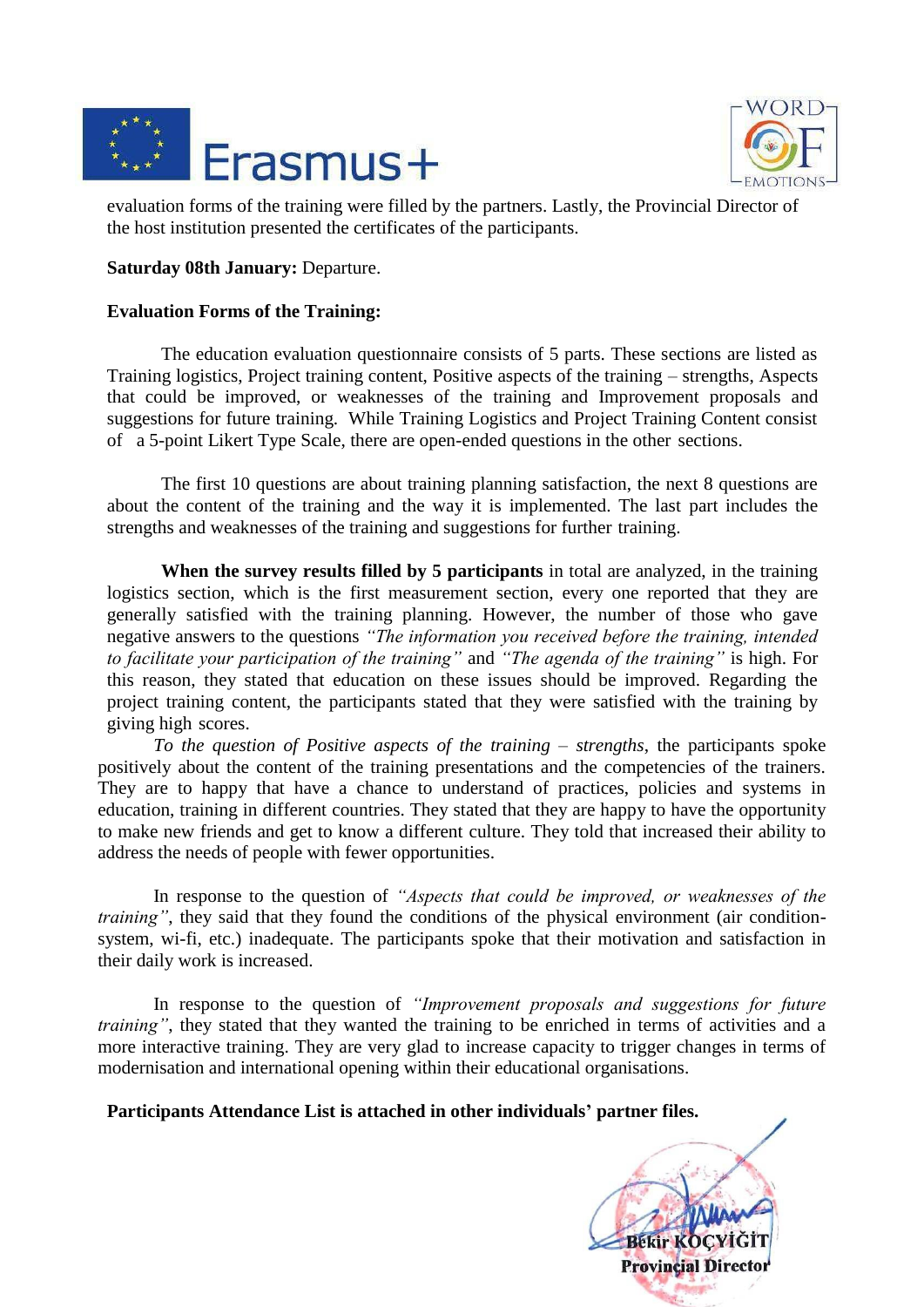evaluation forms of the training were filled by the partners. Lastly, the Provincial Director of the host institution presented the certificates of the participants.

**Saturday 08th January:** Departure.

**Evaluation Forms of the Training:**

The education evaluation questionnaire consists of 5 parts. These sections are listed as Training logistics, Project training content, Positive aspects of the training – strengths, Aspects that could be improved, or weaknesses of the training and Improvement proposals and suggestions for future training. While Training Logistics and Project Training Content consist of a 5-point Likert Type Scale, there are open-ended questions in the other sections.

The first 10 questions are about training planning satisfaction, the next 8 questions are about the content of the training and the way it is implemented. The last part includes the strengths and weaknesses of the training and suggestions for further training.

**When the survey results filled by 5 participants** in total are analyzed, in the training logistics section, which is the first measurement section, every one reported that they are generally satisfied with the training planning. However, the number of those who gave negative answers to the questions *"The information you received before the training, intended to facilitate your participation of the training"* and *"The agenda of the training"* is high. For this reason, they stated that education on these issues should be improved. Regarding the project training content, the participants stated that they were satisfied with the training by giving high scores.

*To the question of Positive aspects of the training – strengths*, the participants spoke positively about the content of the training presentations and the competencies of the trainers. They are to happy that have a chance to understand of practices, policies and systems in education, training in different countries. They stated that they are happy to have the opportunity to make new friends and get to know a different culture. They told that increased their ability to address the needs of people with fewer opportunities.

In response to the question of *"Aspects that could be improved, or weaknesses of the training"*, they said that they found the conditions of the physical environment (air condition-system, wi-fi, etc.) inadequate. The participants spoke that their motivation and satisfaction in their daily work is increased.

In response to the question of *"Improvement proposals and suggestions for future training"*, they stated that they wanted the training to be enriched in terms of activities and a more interactive training. They are very glad to increase capacity to trigger changes in terms of modernisation and international opening within their educational organisations.

**Participants Attendance List is attached in other individuals' partner files.**

**Bekir KOÇYİĞİT**
**Provincial Director**